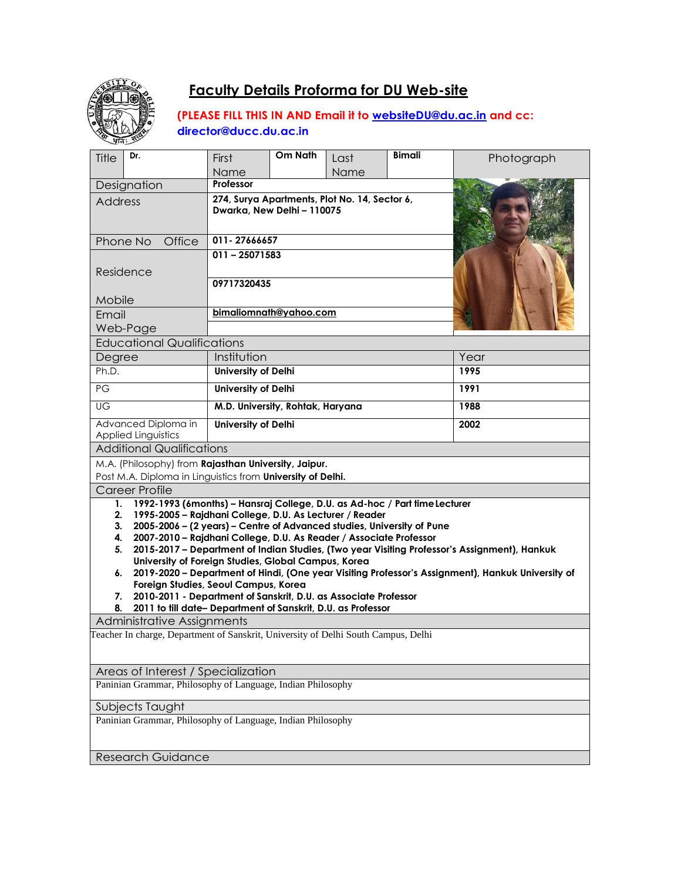# Faculty Details Proforma for DU Web-site

**(PLEASE FILL THIS IN AND Email it to websiteDU@du.ac.in and cc: director@ducc.du.ac.in**

| Title | Dr. | First Name | Om Nath | Last Name | Bimali | Photograph |
|---|---|---|---|---|---|---|
| Designation | **Professor** | | | | | |
| Address | **274, Surya Apartments, Plot No. 14, Sector 6, Dwarka, New Delhi – 110075** | | | | | |
| Phone No Office | **011- 27666657** | | | | | |
| Residence | **011 – 25071583** | | | | | |
| Mobile | **09717320435** | | | | | |
| Email | **bimaliomnath@yahoo.com** | | | | | |
| Web-Page | | | | | | |

## Educational Qualifications

| Degree | Institution | Year |
|---|---|---|
| Ph.D. | **University of Delhi** | **1995** |
| PG | **University of Delhi** | **1991** |
| UG | **M.D. University, Rohtak, Haryana** | **1988** |
| Advanced Diploma in Applied Linguistics | **University of Delhi** | **2002** |

## Additional Qualifications

M.A. (Philosophy) from **Rajasthan University, Jaipur.**
Post M.A. Diploma in Linguistics from **University of Delhi.**

## Career Profile

1. **1992-1993 (6months) – Hansraj College, D.U. as Ad-hoc / Part time Lecturer**
2. **1995-2005 – Rajdhani College, D.U. As Lecturer / Reader**
3. **2005-2006 – (2 years) – Centre of Advanced studies, University of Pune**
4. **2007-2010 – Rajdhani College, D.U. As Reader / Associate Professor**
5. **2015-2017 – Department of Indian Studies, (Two year Visiting Professor's Assignment), Hankuk University of Foreign Studies, Global Campus, Korea**
6. **2019-2020 – Department of Hindi, (One year Visiting Professor's Assignment), Hankuk University of Foreign Studies, Seoul Campus, Korea**
7. **2010-2011 - Department of Sanskrit, D.U. as Associate Professor**
8. **2011 to till date– Department of Sanskrit, D.U. as Professor**

## Administrative Assignments

Teacher In charge, Department of Sanskrit, University of Delhi South Campus, Delhi

## Areas of Interest / Specialization

Paninian Grammar, Philosophy of Language, Indian Philosophy

## Subjects Taught

Paninian Grammar, Philosophy of Language, Indian Philosophy

## Research Guidance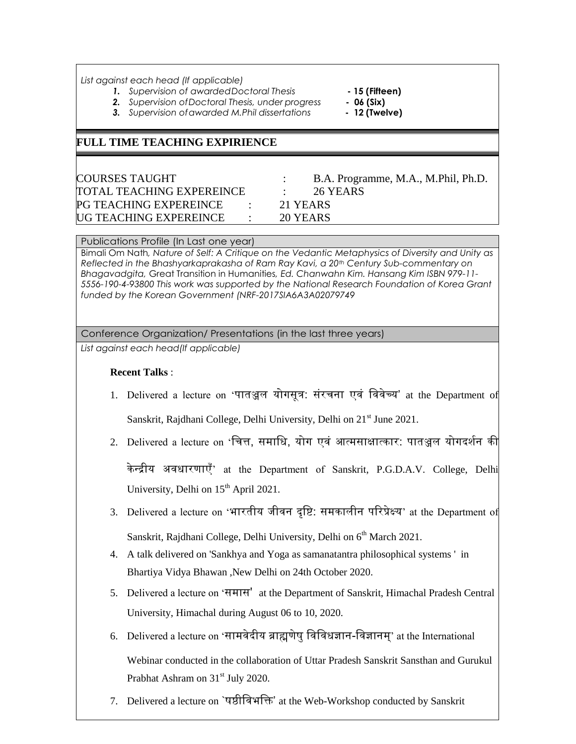*List against each head (If applicable)*

1. *Supervision of awarded Doctoral Thesis* **- 15 (Fifteen)**
2. *Supervision of Doctoral Thesis, under progress* **- 06 (Six)**
3. *Supervision of awarded M.Phil dissertations* **- 12 (Twelve)**

## FULL TIME TEACHING EXPIRIENCE

| | | |
|---|---|---|
| COURSES TAUGHT | : | B.A. Programme, M.A., M.Phil, Ph.D. |
| TOTAL TEACHING EXPEREINCE | : | 26 YEARS |
| PG TEACHING EXPEREINCE | : | 21 YEARS |
| UG TEACHING EXPEREINCE | : | 20 YEARS |

### Publications Profile (In Last one year)

Bimali Om Nath, *Nature of Self: A Critique on the Vedantic Metaphysics of Diversity and Unity as Reflected in the Bhashyarkaprakasha of Ram Ray Kavi, a 20th Century Sub-commentary on Bhagavadgita,* Great Transition in Humanities, *Ed. Chanwahn Kim. Hansang Kim ISBN 979-11-5556-190-4-93800 This work was supported by the National Research Foundation of Korea Grant funded by the Korean Government (NRF-2017SIA6A3A02079749*

### Conference Organization/ Presentations (in the last three years)

*List against each head(If applicable)*

**Recent Talks** :

1. Delivered a lecture on 'पातञ्जल योगसूत्र: संरचना एवं विवेच्य' at the Department of Sanskrit, Rajdhani College, Delhi University, Delhi on 21st June 2021.
2. Delivered a lecture on 'चित्त, समाधि, योग एवं आत्मसाक्षात्कार: पातञ्जल योगदर्शन की केन्द्रीय अवधारणाएँ' at the Department of Sanskrit, P.G.D.A.V. College, Delhi University, Delhi on 15th April 2021.
3. Delivered a lecture on 'भारतीय जीवन दृष्टि: समकालीन परिप्रेक्ष्य' at the Department of Sanskrit, Rajdhani College, Delhi University, Delhi on 6th March 2021.
4. A talk delivered on 'Sankhya and Yoga as samanatantra philosophical systems ' in Bhartiya Vidya Bhawan ,New Delhi on 24th October 2020.
5. Delivered a lecture on 'समास' at the Department of Sanskrit, Himachal Pradesh Central University, Himachal during August 06 to 10, 2020.
6. Delivered a lecture on 'सामवेदीय ब्राह्मणेषु विविधज्ञान-विज्ञानम्' at the International Webinar conducted in the collaboration of Uttar Pradesh Sanskrit Sansthan and Gurukul Prabhat Ashram on 31st July 2020.
7. Delivered a lecture on `षष्ठीविभक्ति' at the Web-Workshop conducted by Sanskrit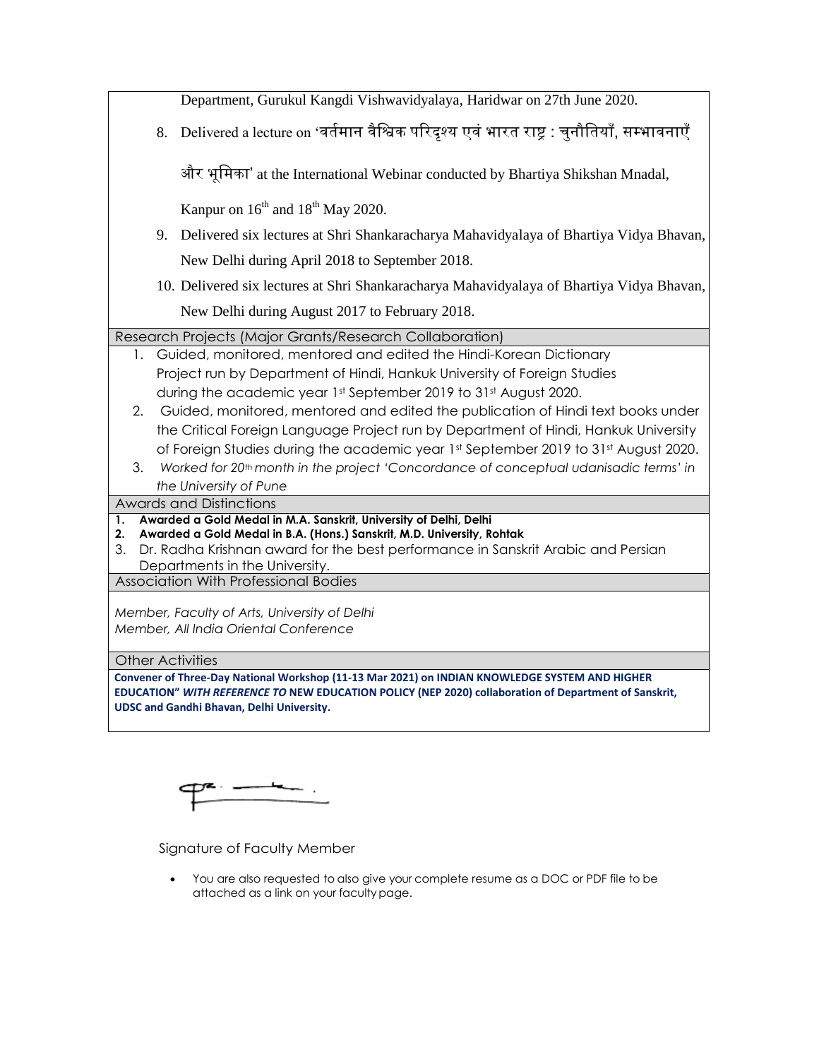Department, Gurukul Kangdi Vishwavidyalaya, Haridwar on 27th June 2020.

8. Delivered a lecture on 'वर्तमान वैश्विक परिदृश्य एवं भारत राष्ट्र : चुनौतियाँ, सम्भावनाएँ और भूमिका' at the International Webinar conducted by Bhartiya Shikshan Mnadal, Kanpur on 16th and 18th May 2020.
9. Delivered six lectures at Shri Shankaracharya Mahavidyalaya of Bhartiya Vidya Bhavan, New Delhi during April 2018 to September 2018.
10. Delivered six lectures at Shri Shankaracharya Mahavidyalaya of Bhartiya Vidya Bhavan, New Delhi during August 2017 to February 2018.

## Research Projects (Major Grants/Research Collaboration)

1. Guided, monitored, mentored and edited the Hindi-Korean Dictionary Project run by Department of Hindi, Hankuk University of Foreign Studies during the academic year 1st September 2019 to 31st August 2020.
2. Guided, monitored, mentored and edited the publication of Hindi text books under the Critical Foreign Language Project run by Department of Hindi, Hankuk University of Foreign Studies during the academic year 1st September 2019 to 31st August 2020.
3. *Worked for 20th month in the project 'Concordance of conceptual udanisadic terms' in the University of Pune*

## Awards and Distinctions

1. **Awarded a Gold Medal in M.A. Sanskrit, University of Delhi, Delhi**
2. **Awarded a Gold Medal in B.A. (Hons.) Sanskrit, M.D. University, Rohtak**
3. Dr. Radha Krishnan award for the best performance in Sanskrit Arabic and Persian Departments in the University.

## Association With Professional Bodies

*Member, Faculty of Arts, University of Delhi*
*Member, All India Oriental Conference*

## Other Activities

**Convener of Three-Day National Workshop (11-13 Mar 2021) on INDIAN KNOWLEDGE SYSTEM AND HIGHER EDUCATION" *WITH REFERENCE TO* NEW EDUCATION POLICY (NEP 2020) collaboration of Department of Sanskrit, UDSC and Gandhi Bhavan, Delhi University.**

Signature of Faculty Member

- You are also requested to also give your complete resume as a DOC or PDF file to be attached as a link on your faculty page.